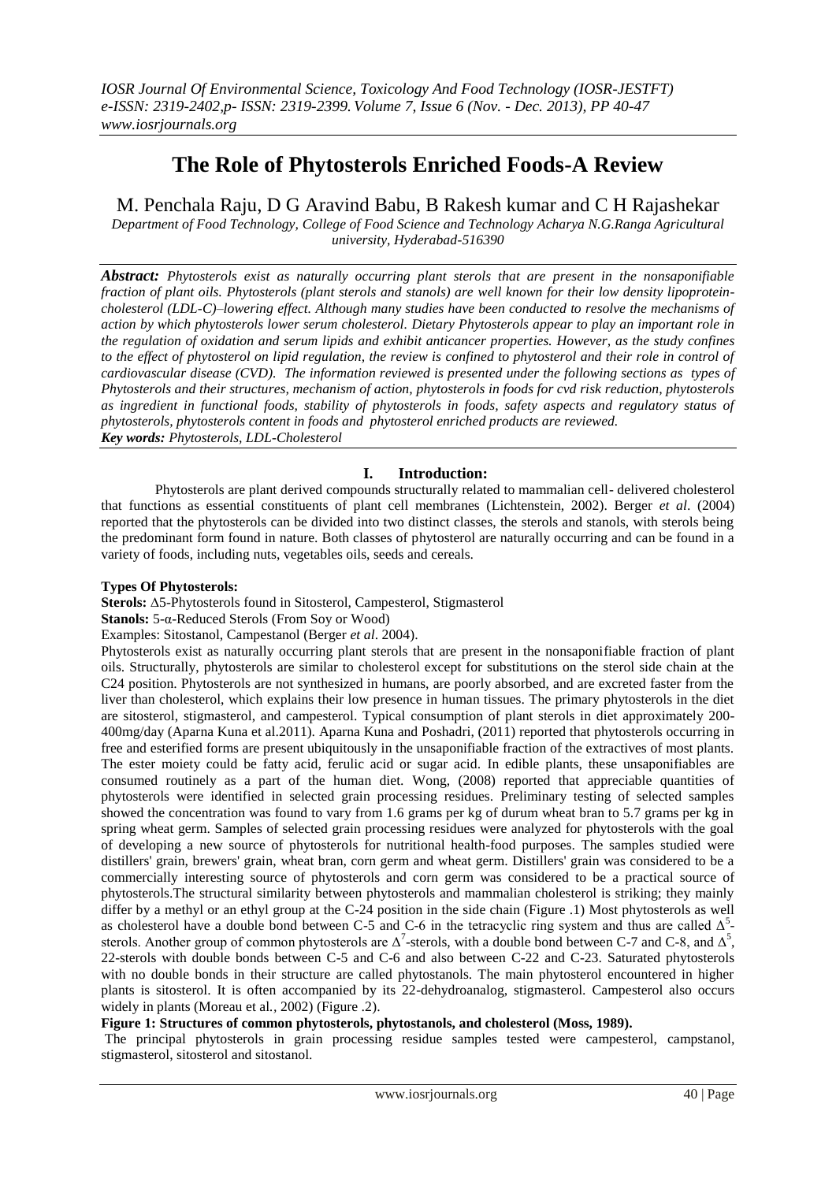# The Role of Phytosterols Enriched Foods-A Review

M. Penchala Raju, D G Aravind Babu, B Rakesh kumar and C H Rajashekar

*Department of Food Technology, College of Food Science and Technology Acharya N.G.Ranga Agricultural university, Hyderabad-516390*

***Abstract:*** *Phytosterols exist as naturally occurring plant sterols that are present in the nonsaponifiable fraction of plant oils. Phytosterols (plant sterols and stanols) are well known for their low density lipoprotein-cholesterol (LDL-C)–lowering effect. Although many studies have been conducted to resolve the mechanisms of action by which phytosterols lower serum cholesterol. Dietary Phytosterols appear to play an important role in the regulation of oxidation and serum lipids and exhibit anticancer properties. However, as the study confines to the effect of phytosterol on lipid regulation, the review is confined to phytosterol and their role in control of cardiovascular disease (CVD). The information reviewed is presented under the following sections as types of Phytosterols and their structures, mechanism of action, phytosterols in foods for cvd risk reduction, phytosterols as ingredient in functional foods, stability of phytosterols in foods, safety aspects and regulatory status of phytosterols, phytosterols content in foods and phytosterol enriched products are reviewed.*

***Key words:*** *Phytosterols, LDL-Cholesterol*

## I. Introduction:

Phytosterols are plant derived compounds structurally related to mammalian cell- delivered cholesterol that functions as essential constituents of plant cell membranes (Lichtenstein, 2002). Berger *et al*. (2004) reported that the phytosterols can be divided into two distinct classes, the sterols and stanols, with sterols being the predominant form found in nature. Both classes of phytosterol are naturally occurring and can be found in a variety of foods, including nuts, vegetables oils, seeds and cereals.

### Types Of Phytosterols:

**Sterols:** Δ5-Phytosterols found in Sitosterol, Campesterol, Stigmasterol

**Stanols:** 5-α-Reduced Sterols (From Soy or Wood)

Examples: Sitostanol, Campestanol (Berger *et al*. 2004).

Phytosterols exist as naturally occurring plant sterols that are present in the nonsaponifiable fraction of plant oils. Structurally, phytosterols are similar to cholesterol except for substitutions on the sterol side chain at the C24 position. Phytosterols are not synthesized in humans, are poorly absorbed, and are excreted faster from the liver than cholesterol, which explains their low presence in human tissues. The primary phytosterols in the diet are sitosterol, stigmasterol, and campesterol. Typical consumption of plant sterols in diet approximately 200-400mg/day (Aparna Kuna et al.2011). Aparna Kuna and Poshadri, (2011) reported that phytosterols occurring in free and esterified forms are present ubiquitously in the unsaponifiable fraction of the extractives of most plants. The ester moiety could be fatty acid, ferulic acid or sugar acid. In edible plants, these unsaponifiables are consumed routinely as a part of the human diet. Wong, (2008) reported that appreciable quantities of phytosterols were identified in selected grain processing residues. Preliminary testing of selected samples showed the concentration was found to vary from 1.6 grams per kg of durum wheat bran to 5.7 grams per kg in spring wheat germ. Samples of selected grain processing residues were analyzed for phytosterols with the goal of developing a new source of phytosterols for nutritional health-food purposes. The samples studied were distillers' grain, brewers' grain, wheat bran, corn germ and wheat germ. Distillers' grain was considered to be a commercially interesting source of phytosterols and corn germ was considered to be a practical source of phytosterols.The structural similarity between phytosterols and mammalian cholesterol is striking; they mainly differ by a methyl or an ethyl group at the C-24 position in the side chain (Figure .1) Most phytosterols as well as cholesterol have a double bond between C-5 and C-6 in the tetracyclic ring system and thus are called $\Delta^5$-sterols. Another group of common phytosterols are $\Delta^7$-sterols, with a double bond between C-7 and C-8, and $\Delta^5$, 22-sterols with double bonds between C-5 and C-6 and also between C-22 and C-23. Saturated phytosterols with no double bonds in their structure are called phytostanols. The main phytosterol encountered in higher plants is sitosterol. It is often accompanied by its 22-dehydroanalog, stigmasterol. Campesterol also occurs widely in plants (Moreau et al*.,* 2002) (Figure .2).

**Figure 1: Structures of common phytosterols, phytostanols, and cholesterol (Moss, 1989).**

The principal phytosterols in grain processing residue samples tested were campesterol, campstanol, stigmasterol, sitosterol and sitostanol.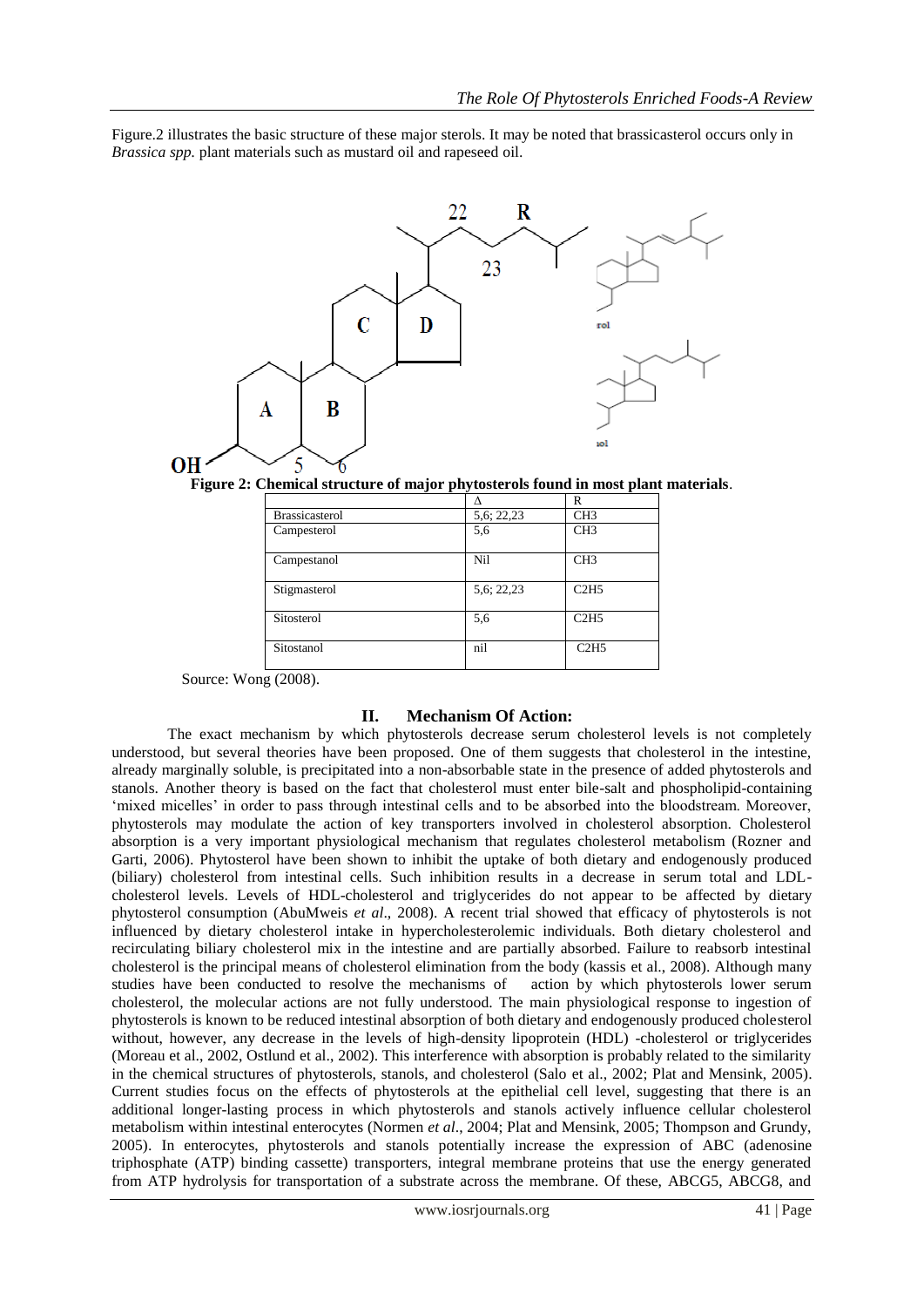Figure.2 illustrates the basic structure of these major sterols. It may be noted that brassicasterol occurs only in *Brassica spp.* plant materials such as mustard oil and rapeseed oil.

**Figure 2: Chemical structure of major phytosterols found in most plant materials**.

| | Δ | R |
|---|---|---|
| Brassicasterol | 5,6; 22,23 | $CH_3$ |
| Campesterol | 5,6 | $CH_3$ |
| Campestanol | Nil | $CH_3$ |
| Stigmasterol | 5,6; 22,23 | $C_2H_5$ |
| Sitosterol | 5,6 | $C_2H_5$ |
| Sitostanol | nil | $C_2H_5$ |

Source: Wong (2008).

## II. Mechanism Of Action:

The exact mechanism by which phytosterols decrease serum cholesterol levels is not completely understood, but several theories have been proposed. One of them suggests that cholesterol in the intestine, already marginally soluble, is precipitated into a non-absorbable state in the presence of added phytosterols and stanols. Another theory is based on the fact that cholesterol must enter bile-salt and phospholipid-containing 'mixed micelles' in order to pass through intestinal cells and to be absorbed into the bloodstream. Moreover, phytosterols may modulate the action of key transporters involved in cholesterol absorption. Cholesterol absorption is a very important physiological mechanism that regulates cholesterol metabolism (Rozner and Garti, 2006). Phytosterol have been shown to inhibit the uptake of both dietary and endogenously produced (biliary) cholesterol from intestinal cells. Such inhibition results in a decrease in serum total and LDL-cholesterol levels. Levels of HDL-cholesterol and triglycerides do not appear to be affected by dietary phytosterol consumption (AbuMweis *et al*., 2008). A recent trial showed that efficacy of phytosterols is not influenced by dietary cholesterol intake in hypercholesterolemic individuals. Both dietary cholesterol and recirculating biliary cholesterol mix in the intestine and are partially absorbed. Failure to reabsorb intestinal cholesterol is the principal means of cholesterol elimination from the body (kassis et al., 2008). Although many studies have been conducted to resolve the mechanisms of action by which phytosterols lower serum cholesterol, the molecular actions are not fully understood. The main physiological response to ingestion of phytosterols is known to be reduced intestinal absorption of both dietary and endogenously produced cholesterol without, however, any decrease in the levels of high-density lipoprotein (HDL) -cholesterol or triglycerides (Moreau et al., 2002, Ostlund et al., 2002). This interference with absorption is probably related to the similarity in the chemical structures of phytosterols, stanols, and cholesterol (Salo et al., 2002; Plat and Mensink, 2005). Current studies focus on the effects of phytosterols at the epithelial cell level, suggesting that there is an additional longer-lasting process in which phytosterols and stanols actively influence cellular cholesterol metabolism within intestinal enterocytes (Normen *et al*., 2004; Plat and Mensink, 2005; Thompson and Grundy, 2005). In enterocytes, phytosterols and stanols potentially increase the expression of ABC (adenosine triphosphate (ATP) binding cassette) transporters, integral membrane proteins that use the energy generated from ATP hydrolysis for transportation of a substrate across the membrane. Of these, ABCG5, ABCG8, and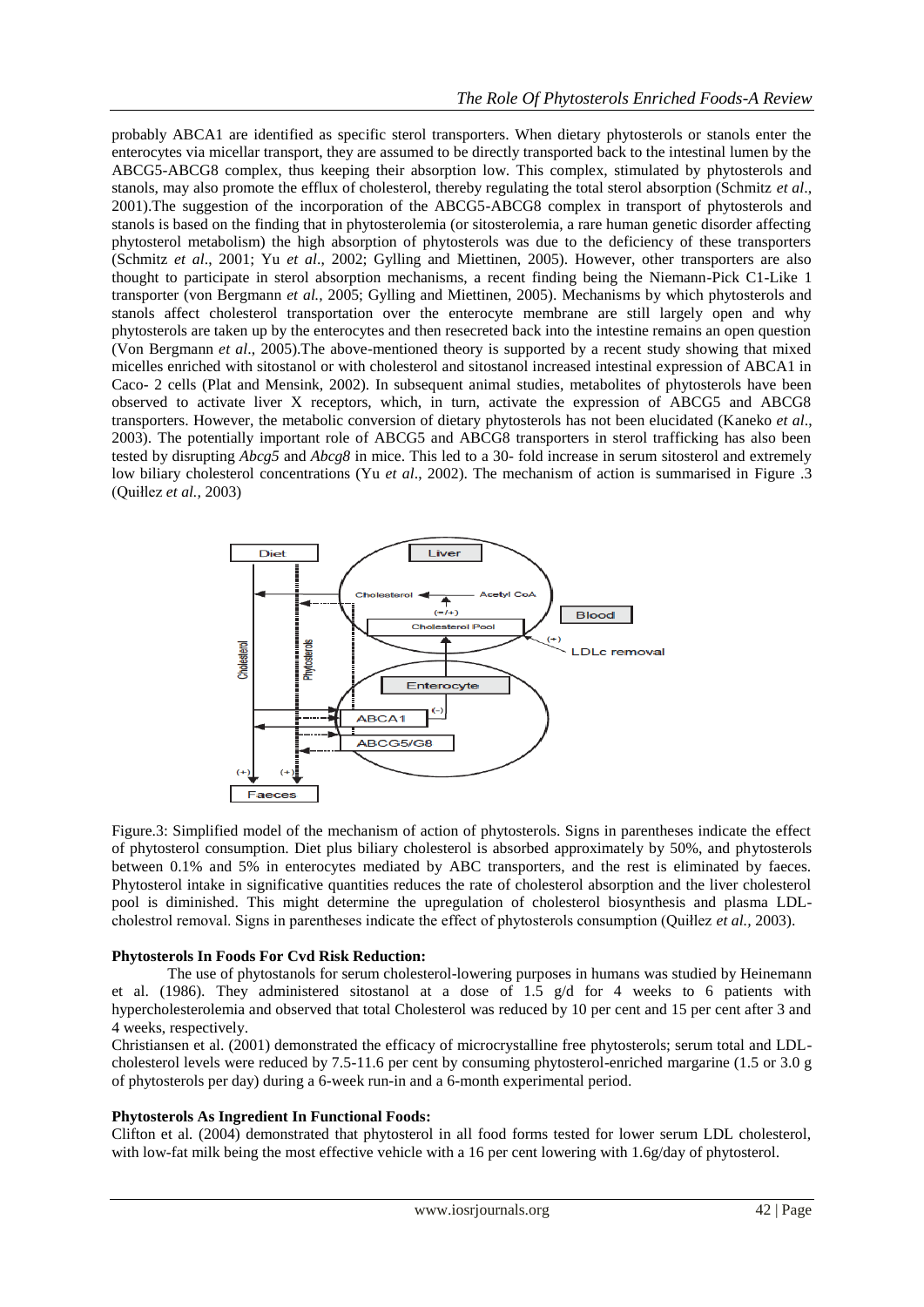probably ABCA1 are identified as specific sterol transporters. When dietary phytosterols or stanols enter the enterocytes via micellar transport, they are assumed to be directly transported back to the intestinal lumen by the ABCG5-ABCG8 complex, thus keeping their absorption low. This complex, stimulated by phytosterols and stanols, may also promote the efflux of cholesterol, thereby regulating the total sterol absorption (Schmitz *et al*., 2001).The suggestion of the incorporation of the ABCG5-ABCG8 complex in transport of phytosterols and stanols is based on the finding that in phytosterolemia (or sitosterolemia, a rare human genetic disorder affecting phytosterol metabolism) the high absorption of phytosterols was due to the deficiency of these transporters (Schmitz *et al*., 2001; Yu *et al*., 2002; Gylling and Miettinen, 2005). However, other transporters are also thought to participate in sterol absorption mechanisms, a recent finding being the Niemann-Pick C1-Like 1 transporter (von Bergmann *et al.,* 2005; Gylling and Miettinen, 2005). Mechanisms by which phytosterols and stanols affect cholesterol transportation over the enterocyte membrane are still largely open and why phytosterols are taken up by the enterocytes and then resecreted back into the intestine remains an open question (Von Bergmann *et al*., 2005).The above-mentioned theory is supported by a recent study showing that mixed micelles enriched with sitostanol or with cholesterol and sitostanol increased intestinal expression of ABCA1 in Caco- 2 cells (Plat and Mensink, 2002). In subsequent animal studies, metabolites of phytosterols have been observed to activate liver X receptors, which, in turn, activate the expression of ABCG5 and ABCG8 transporters. However, the metabolic conversion of dietary phytosterols has not been elucidated (Kaneko *et al*., 2003). The potentially important role of ABCG5 and ABCG8 transporters in sterol trafficking has also been tested by disrupting *Abcg5* and *Abcg8* in mice. This led to a 30- fold increase in serum sitosterol and extremely low biliary cholesterol concentrations (Yu *et al*., 2002). The mechanism of action is summarised in Figure .3 (Quilez *et al.,* 2003)

Figure.3: Simplified model of the mechanism of action of phytosterols. Signs in parentheses indicate the effect of phytosterol consumption. Diet plus biliary cholesterol is absorbed approximately by 50%, and phytosterols between 0.1% and 5% in enterocytes mediated by ABC transporters, and the rest is eliminated by faeces. Phytosterol intake in significative quantities reduces the rate of cholesterol absorption and the liver cholesterol pool is diminished. This might determine the upregulation of cholesterol biosynthesis and plasma LDL-cholestrol removal. Signs in parentheses indicate the effect of phytosterols consumption (Quilez *et al.,* 2003).

**Phytosterols In Foods For Cvd Risk Reduction:**

The use of phytostanols for serum cholesterol-lowering purposes in humans was studied by Heinemann et al. (1986). They administered sitostanol at a dose of 1.5 g/d for 4 weeks to 6 patients with hypercholesterolemia and observed that total Cholesterol was reduced by 10 per cent and 15 per cent after 3 and 4 weeks, respectively.

Christiansen et al. (2001) demonstrated the efficacy of microcrystalline free phytosterols; serum total and LDL-cholesterol levels were reduced by 7.5-11.6 per cent by consuming phytosterol-enriched margarine (1.5 or 3.0 g of phytosterols per day) during a 6-week run-in and a 6-month experimental period.

**Phytosterols As Ingredient In Functional Foods:**

Clifton et al. (2004) demonstrated that phytosterol in all food forms tested for lower serum LDL cholesterol, with low-fat milk being the most effective vehicle with a 16 per cent lowering with 1.6g/day of phytosterol.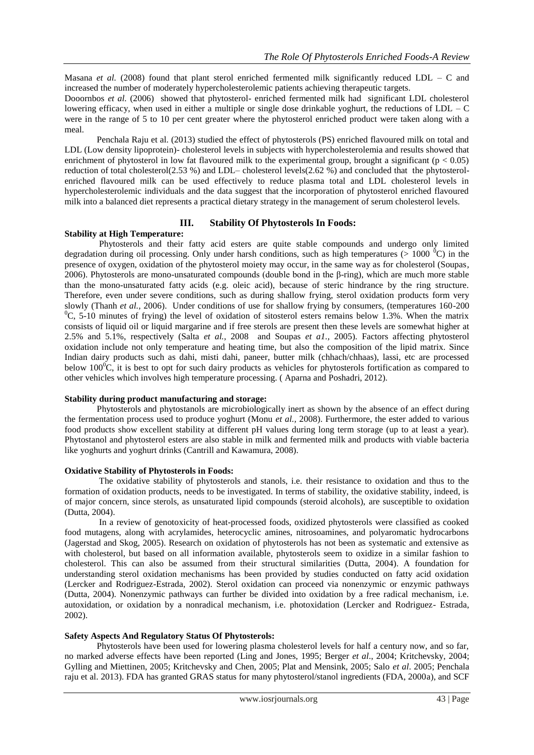Masana *et al.* (2008) found that plant sterol enriched fermented milk significantly reduced LDL – C and increased the number of moderately hypercholesterolemic patients achieving therapeutic targets.

Dooornbos *et al.* (2006) showed that phytosterol- enriched fermented milk had significant LDL cholesterol lowering efficacy, when used in either a multiple or single dose drinkable yoghurt, the reductions of LDL – C were in the range of 5 to 10 per cent greater where the phytosterol enriched product were taken along with a meal.

Penchala Raju et al. (2013) studied the effect of phytosterols (PS) enriched flavoured milk on total and LDL (Low density lipoprotein)- cholesterol levels in subjects with hypercholesterolemia and results showed that enrichment of phytosterol in low fat flavoured milk to the experimental group, brought a significant ($p < 0.05$) reduction of total cholesterol(2.53 %) and LDL– cholesterol levels(2.62 %) and concluded that the phytosterol-enriched flavoured milk can be used effectively to reduce plasma total and LDL cholesterol levels in hypercholesterolemic individuals and the data suggest that the incorporation of phytosterol enriched flavoured milk into a balanced diet represents a practical dietary strategy in the management of serum cholesterol levels.

## III. Stability Of Phytosterols In Foods:

**Stability at High Temperature:**

Phytosterols and their fatty acid esters are quite stable compounds and undergo only limited degradation during oil processing. Only under harsh conditions, such as high temperatures (> 1000 $^{0}$C) in the presence of oxygen, oxidation of the phytosterol moiety may occur, in the same way as for cholesterol (Soupas, 2006). Phytosterols are mono-unsaturated compounds (double bond in the β-ring), which are much more stable than the mono-unsaturated fatty acids (e.g. oleic acid), because of steric hindrance by the ring structure. Therefore, even under severe conditions, such as during shallow frying, sterol oxidation products form very slowly (Thanh *et al.*, 2006). Under conditions of use for shallow frying by consumers, (temperatures 160-200 $^{0}$C, 5-10 minutes of frying) the level of oxidation of sitosterol esters remains below 1.3%. When the matrix consists of liquid oil or liquid margarine and if free sterols are present then these levels are somewhat higher at 2.5% and 5.1%, respectively (Salta *et al.*, 2008 and Soupas *et a1.*, 2005). Factors affecting phytosterol oxidation include not only temperature and heating time, but also the composition of the lipid matrix. Since Indian dairy products such as dahi, misti dahi, paneer, butter milk (chhach/chhaas), lassi, etc are processed below 100$^{0}$C, it is best to opt for such dairy products as vehicles for phytosterols fortification as compared to other vehicles which involves high temperature processing. ( Aparna and Poshadri, 2012).

**Stability during product manufacturing and storage:**

Phytosterols and phytostanols are microbiologically inert as shown by the absence of an effect during the fermentation process used to produce yoghurt (Monu *et al.*, 2008). Furthermore, the ester added to various food products show excellent stability at different pH values during long term storage (up to at least a year). Phytostanol and phytosterol esters are also stable in milk and fermented milk and products with viable bacteria like yoghurts and yoghurt drinks (Cantrill and Kawamura, 2008).

**Oxidative Stability of Phytosterols in Foods:**

The oxidative stability of phytosterols and stanols, i.e. their resistance to oxidation and thus to the formation of oxidation products, needs to be investigated. In terms of stability, the oxidative stability, indeed, is of major concern, since sterols, as unsaturated lipid compounds (steroid alcohols), are susceptible to oxidation (Dutta, 2004).

In a review of genotoxicity of heat-processed foods, oxidized phytosterols were classified as cooked food mutagens, along with acrylamides, heterocyclic amines, nitrosoamines, and polyaromatic hydrocarbons (Jagerstad and Skog, 2005). Research on oxidation of phytosterols has not been as systematic and extensive as with cholesterol, but based on all information available, phytosterols seem to oxidize in a similar fashion to cholesterol. This can also be assumed from their structural similarities (Dutta, 2004). A foundation for understanding sterol oxidation mechanisms has been provided by studies conducted on fatty acid oxidation (Lercker and Rodriguez-Estrada, 2002). Sterol oxidation can proceed via nonenzymic or enzymic pathways (Dutta, 2004). Nonenzymic pathways can further be divided into oxidation by a free radical mechanism, i.e. autoxidation, or oxidation by a nonradical mechanism, i.e. photoxidation (Lercker and Rodriguez- Estrada, 2002).

**Safety Aspects And Regulatory Status Of Phytosterols:**

Phytosterols have been used for lowering plasma cholesterol levels for half a century now, and so far, no marked adverse effects have been reported (Ling and Jones, 1995; Berger *et al*., 2004; Kritchevsky, 2004; Gylling and Miettinen, 2005; Kritchevsky and Chen, 2005; Plat and Mensink, 2005; Salo *et al*. 2005; Penchala raju et al. 2013). FDA has granted GRAS status for many phytosterol/stanol ingredients (FDA, 2000a), and SCF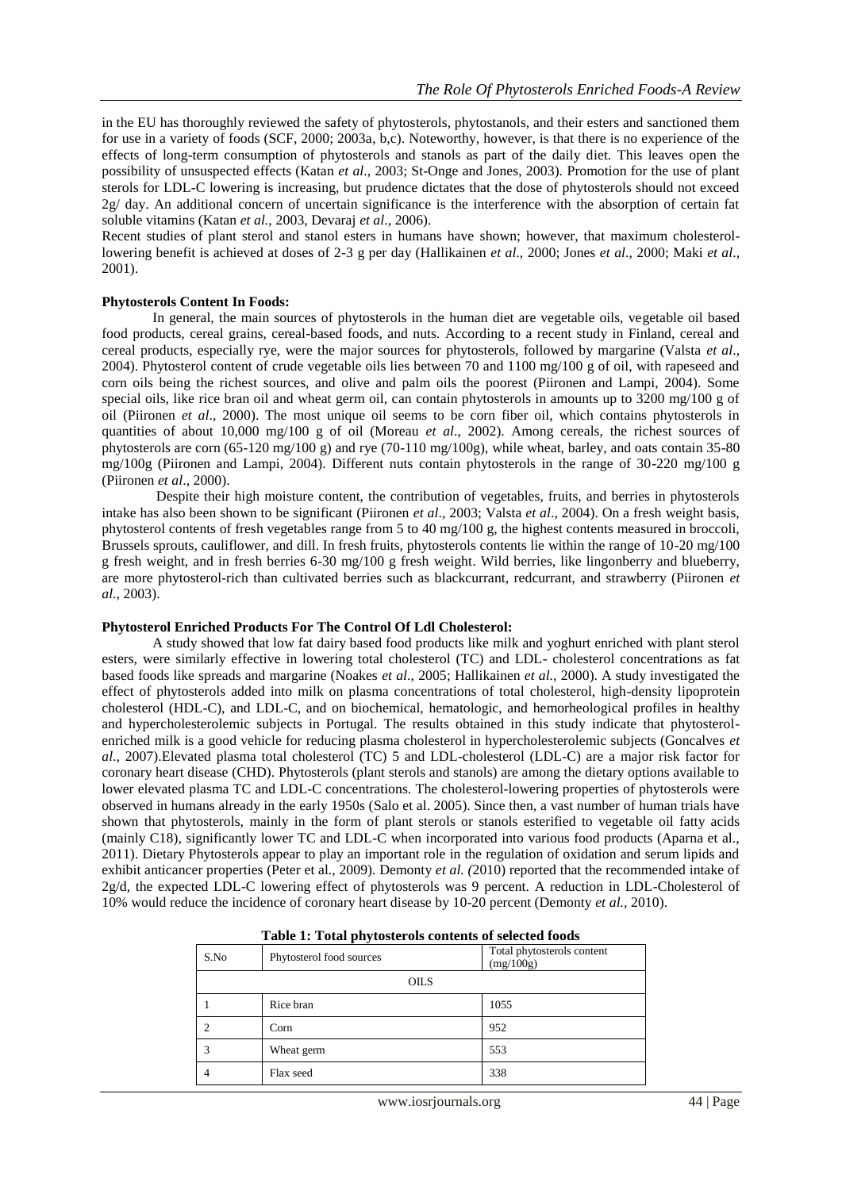in the EU has thoroughly reviewed the safety of phytosterols, phytostanols, and their esters and sanctioned them for use in a variety of foods (SCF, 2000; 2003a, b,c). Noteworthy, however, is that there is no experience of the effects of long-term consumption of phytosterols and stanols as part of the daily diet. This leaves open the possibility of unsuspected effects (Katan *et al*., 2003; St-Onge and Jones, 2003). Promotion for the use of plant sterols for LDL-C lowering is increasing, but prudence dictates that the dose of phytosterols should not exceed 2g/ day. An additional concern of uncertain significance is the interference with the absorption of certain fat soluble vitamins (Katan *et al.*, 2003, Devaraj *et al*., 2006).

Recent studies of plant sterol and stanol esters in humans have shown; however, that maximum cholesterol-lowering benefit is achieved at doses of 2-3 g per day (Hallikainen *et al*., 2000; Jones *et al*., 2000; Maki *et al*., 2001).

**Phytosterols Content In Foods:**

In general, the main sources of phytosterols in the human diet are vegetable oils, vegetable oil based food products, cereal grains, cereal-based foods, and nuts. According to a recent study in Finland, cereal and cereal products, especially rye, were the major sources for phytosterols, followed by margarine (Valsta *et al*., 2004). Phytosterol content of crude vegetable oils lies between 70 and 1100 mg/100 g of oil, with rapeseed and corn oils being the richest sources, and olive and palm oils the poorest (Piironen and Lampi, 2004). Some special oils, like rice bran oil and wheat germ oil, can contain phytosterols in amounts up to 3200 mg/100 g of oil (Piironen *et al*., 2000). The most unique oil seems to be corn fiber oil, which contains phytosterols in quantities of about 10,000 mg/100 g of oil (Moreau *et al*., 2002). Among cereals, the richest sources of phytosterols are corn (65-120 mg/100 g) and rye (70-110 mg/100g), while wheat, barley, and oats contain 35-80 mg/100g (Piironen and Lampi, 2004). Different nuts contain phytosterols in the range of 30-220 mg/100 g (Piironen *et al*., 2000).

Despite their high moisture content, the contribution of vegetables, fruits, and berries in phytosterols intake has also been shown to be significant (Piironen *et al*., 2003; Valsta *et al*., 2004). On a fresh weight basis, phytosterol contents of fresh vegetables range from 5 to 40 mg/100 g, the highest contents measured in broccoli, Brussels sprouts, cauliflower, and dill. In fresh fruits, phytosterols contents lie within the range of 10-20 mg/100 g fresh weight, and in fresh berries 6-30 mg/100 g fresh weight. Wild berries, like lingonberry and blueberry, are more phytosterol-rich than cultivated berries such as blackcurrant, redcurrant, and strawberry (Piironen *et al*., 2003).

**Phytosterol Enriched Products For The Control Of Ldl Cholesterol:**

A study showed that low fat dairy based food products like milk and yoghurt enriched with plant sterol esters, were similarly effective in lowering total cholesterol (TC) and LDL- cholesterol concentrations as fat based foods like spreads and margarine (Noakes *et al*., 2005; Hallikainen *et al.*, 2000). A study investigated the effect of phytosterols added into milk on plasma concentrations of total cholesterol, high-density lipoprotein cholesterol (HDL-C), and LDL-C, and on biochemical, hematologic, and hemorheological profiles in healthy and hypercholesterolemic subjects in Portugal. The results obtained in this study indicate that phytosterol-enriched milk is a good vehicle for reducing plasma cholesterol in hypercholesterolemic subjects (Goncalves *et al*., 2007).Elevated plasma total cholesterol (TC) 5 and LDL-cholesterol (LDL-C) are a major risk factor for coronary heart disease (CHD). Phytosterols (plant sterols and stanols) are among the dietary options available to lower elevated plasma TC and LDL-C concentrations. The cholesterol-lowering properties of phytosterols were observed in humans already in the early 1950s (Salo et al. 2005). Since then, a vast number of human trials have shown that phytosterols, mainly in the form of plant sterols or stanols esterified to vegetable oil fatty acids (mainly C18), significantly lower TC and LDL-C when incorporated into various food products (Aparna et al., 2011). Dietary Phytosterols appear to play an important role in the regulation of oxidation and serum lipids and exhibit anticancer properties (Peter et al*.*, 2009). Demonty *et al. (*2010) reported that the recommended intake of 2g/d, the expected LDL-C lowering effect of phytosterols was 9 percent. A reduction in LDL-Cholesterol of 10% would reduce the incidence of coronary heart disease by 10-20 percent (Demonty *et al.*, 2010).

**Table 1: Total phytosterols contents of selected foods**

| S.No | Phytosterol food sources | Total phytosterols content (mg/100g) |
|---|---|---|
| OILS | | |
| 1 | Rice bran | 1055 |
| 2 | Corn | 952 |
| 3 | Wheat germ | 553 |
| 4 | Flax seed | 338 |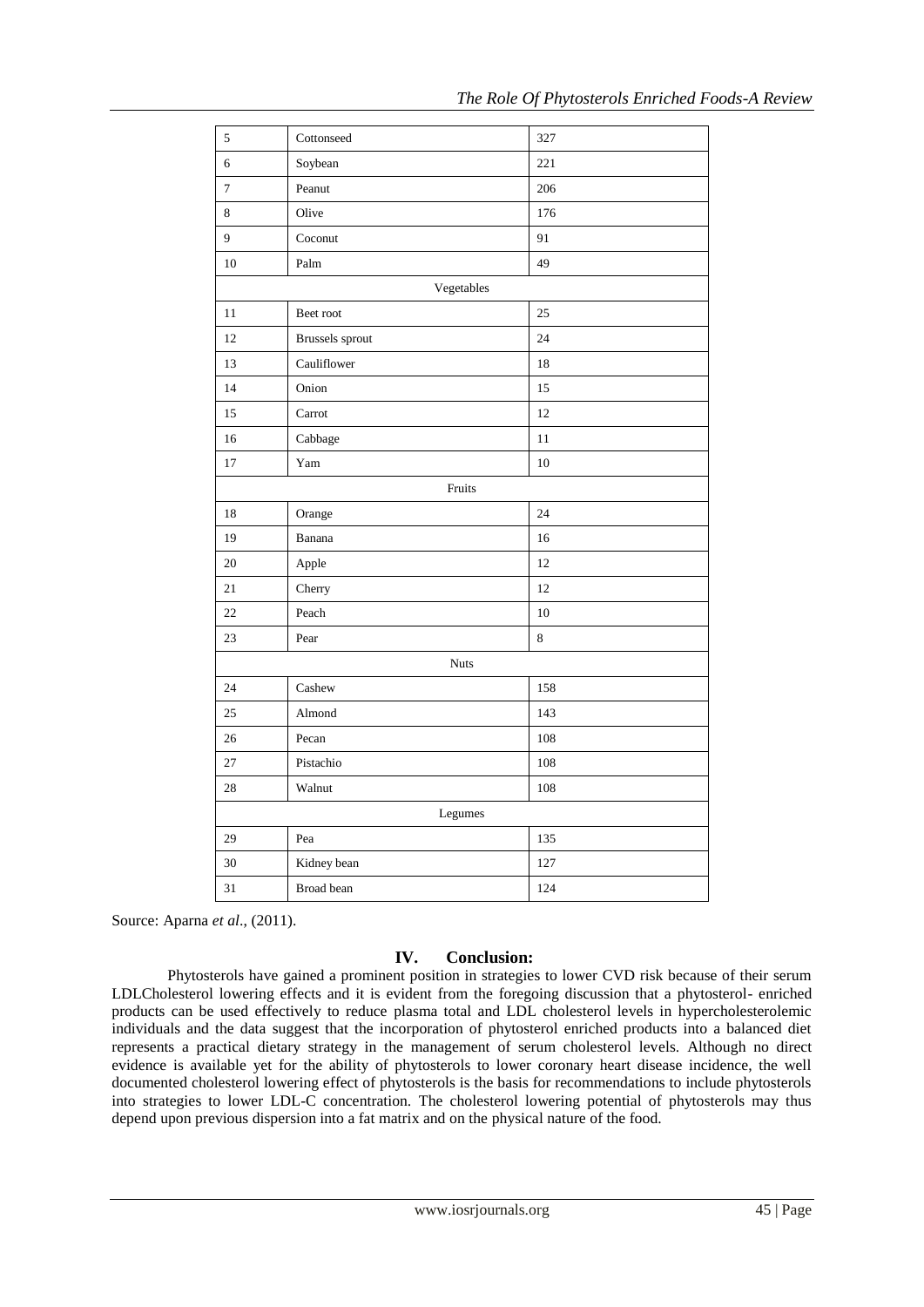| | | |
|---|---|---|
| 5 | Cottonseed | 327 |
| 6 | Soybean | 221 |
| 7 | Peanut | 206 |
| 8 | Olive | 176 |
| 9 | Coconut | 91 |
| 10 | Palm | 49 |
| Vegetables | | |
| 11 | Beet root | 25 |
| 12 | Brussels sprout | 24 |
| 13 | Cauliflower | 18 |
| 14 | Onion | 15 |
| 15 | Carrot | 12 |
| 16 | Cabbage | 11 |
| 17 | Yam | 10 |
| Fruits | | |
| 18 | Orange | 24 |
| 19 | Banana | 16 |
| 20 | Apple | 12 |
| 21 | Cherry | 12 |
| 22 | Peach | 10 |
| 23 | Pear | 8 |
| Nuts | | |
| 24 | Cashew | 158 |
| 25 | Almond | 143 |
| 26 | Pecan | 108 |
| 27 | Pistachio | 108 |
| 28 | Walnut | 108 |
| Legumes | | |
| 29 | Pea | 135 |
| 30 | Kidney bean | 127 |
| 31 | Broad bean | 124 |

Source: Aparna *et al*., (2011).

## IV. Conclusion:

Phytosterols have gained a prominent position in strategies to lower CVD risk because of their serum LDLCholesterol lowering effects and it is evident from the foregoing discussion that a phytosterol- enriched products can be used effectively to reduce plasma total and LDL cholesterol levels in hypercholesterolemic individuals and the data suggest that the incorporation of phytosterol enriched products into a balanced diet represents a practical dietary strategy in the management of serum cholesterol levels. Although no direct evidence is available yet for the ability of phytosterols to lower coronary heart disease incidence, the well documented cholesterol lowering effect of phytosterols is the basis for recommendations to include phytosterols into strategies to lower LDL-C concentration. The cholesterol lowering potential of phytosterols may thus depend upon previous dispersion into a fat matrix and on the physical nature of the food.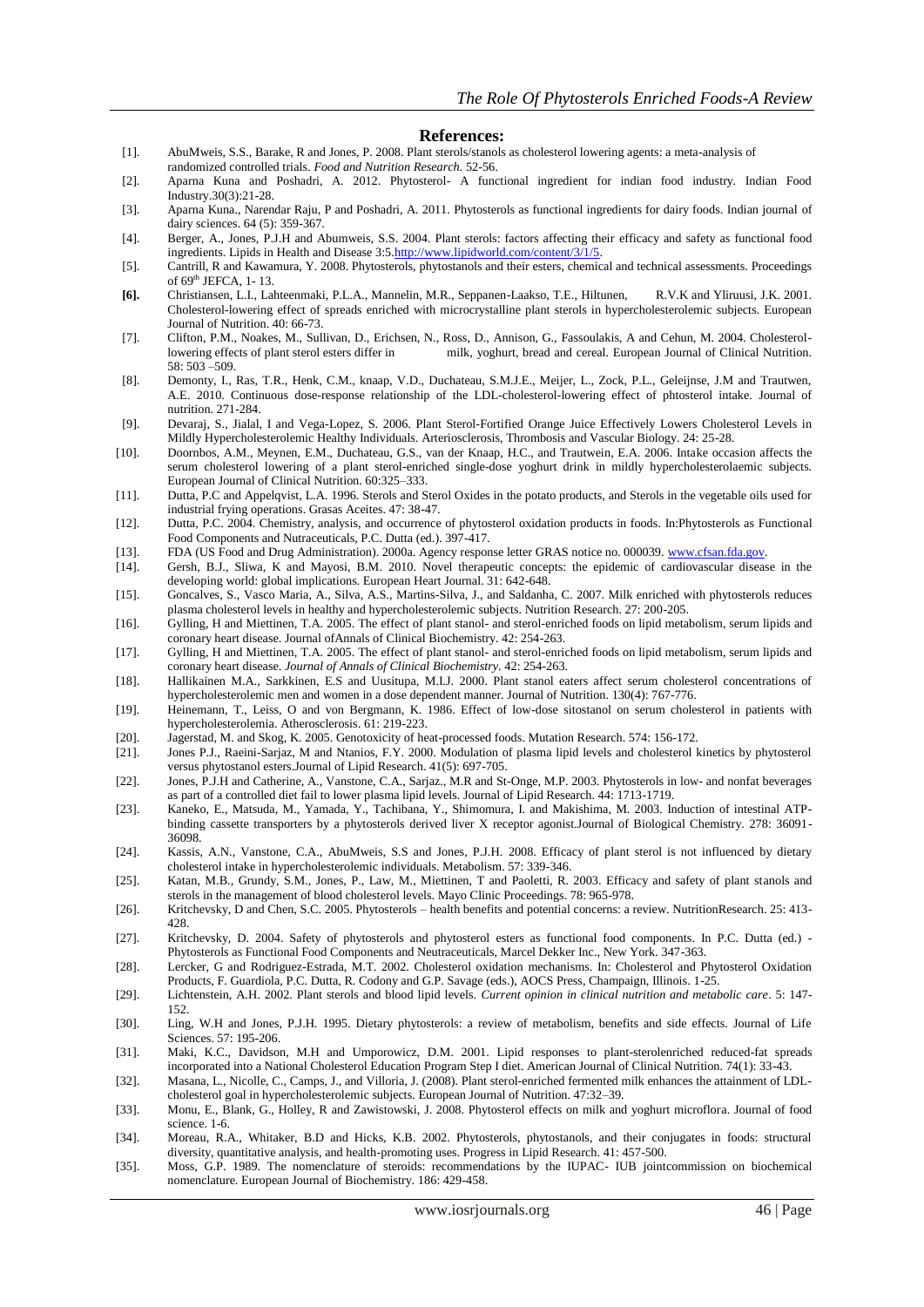## References:

[1]. AbuMweis, S.S., Barake, R and Jones, P. 2008. Plant sterols/stanols as cholesterol lowering agents: a meta-analysis of randomized controlled trials. *Food and Nutrition Research.* 52-56.

[2]. Aparna Kuna and Poshadri, A. 2012. Phytosterol- A functional ingredient for indian food industry. Indian Food Industry.30(3):21-28.

[3]. Aparna Kuna., Narendar Raju, P and Poshadri, A. 2011. Phytosterols as functional ingredients for dairy foods. Indian journal of dairy sciences. 64 (5): 359-367.

[4]. Berger, A., Jones, P.J.H and Abumweis, S.S. 2004. Plant sterols: factors affecting their efficacy and safety as functional food ingredients. Lipids in Health and Disease 3:5.http://www.lipidworld.com/content/3/1/5.

[5]. Cantrill, R and Kawamura, Y. 2008. Phytosterols, phytostanols and their esters, chemical and technical assessments. Proceedings of 69th JEFCA, 1- 13.

**[6].** Christiansen, L.I., Lahteenmaki, P.L.A., Mannelin, M.R., Seppanen-Laakso, T.E., Hiltunen, R.V.K and Yliruusi, J.K. 2001. Cholesterol-lowering effect of spreads enriched with microcrystalline plant sterols in hypercholesterolemic subjects. European Journal of Nutrition. 40: 66-73.

[7]. Clifton, P.M., Noakes, M., Sullivan, D., Erichsen, N., Ross, D., Annison, G., Fassoulakis, A and Cehun, M. 2004. Cholesterol-lowering effects of plant sterol esters differ in milk, yoghurt, bread and cereal. European Journal of Clinical Nutrition. 58: 503 –509.

[8]. Demonty, I., Ras, T.R., Henk, C.M., knaap, V.D., Duchateau, S.M.J.E., Meijer, L., Zock, P.L., Geleijnse, J.M and Trautwen, A.E. 2010. Continuous dose-response relationship of the LDL-cholesterol-lowering effect of phtosterol intake. Journal of nutrition. 271-284.

[9]. Devaraj, S., Jialal, I and Vega-Lopez, S. 2006. Plant Sterol-Fortified Orange Juice Effectively Lowers Cholesterol Levels in Mildly Hypercholesterolemic Healthy Individuals. Arteriosclerosis, Thrombosis and Vascular Biology. 24: 25-28.

[10]. Doornbos, A.M., Meynen, E.M., Duchateau, G.S., van der Knaap, H.C., and Trautwein, E.A. 2006. Intake occasion affects the serum cholesterol lowering of a plant sterol-enriched single-dose yoghurt drink in mildly hypercholesterolaemic subjects. European Journal of Clinical Nutrition. 60:325–333.

[11]. Dutta, P.C and Appelqvist, L.A. 1996. Sterols and Sterol Oxides in the potato products, and Sterols in the vegetable oils used for industrial frying operations. Grasas Aceites. 47: 38-47.

[12]. Dutta, P.C. 2004. Chemistry, analysis, and occurrence of phytosterol oxidation products in foods. In:Phytosterols as Functional Food Components and Nutraceuticals, P.C. Dutta (ed.). 397-417.

[13]. FDA (US Food and Drug Administration). 2000a. Agency response letter GRAS notice no. 000039. www.cfsan.fda.gov.

[14]. Gersh, B.J., Sliwa, K and Mayosi, B.M. 2010. Novel therapeutic concepts: the epidemic of cardiovascular disease in the developing world: global implications. European Heart Journal. 31: 642-648.

[15]. Goncalves, S., Vasco Maria, A., Silva, A.S., Martins-Silva, J., and Saldanha, C. 2007. Milk enriched with phytosterols reduces plasma cholesterol levels in healthy and hypercholesterolemic subjects. Nutrition Research. 27: 200-205.

[16]. Gylling, H and Miettinen, T.A. 2005. The effect of plant stanol- and sterol-enriched foods on lipid metabolism, serum lipids and coronary heart disease. Journal ofAnnals of Clinical Biochemistry. 42: 254-263.

[17]. Gylling, H and Miettinen, T.A. 2005. The effect of plant stanol- and sterol-enriched foods on lipid metabolism, serum lipids and coronary heart disease. *Journal of Annals of Clinical Biochemistry*. 42: 254-263.

[18]. Hallikainen M.A., Sarkkinen, E.S and Uusitupa, M.I.J. 2000. Plant stanol eaters affect serum cholesterol concentrations of hypercholesterolemic men and women in a dose dependent manner. Journal of Nutrition. 130(4): 767-776.

[19]. Heinemann, T., Leiss, O and von Bergmann, K. 1986. Effect of low-dose sitostanol on serum cholesterol in patients with hypercholesterolemia. Atherosclerosis. 61: 219-223.

[20]. Jagerstad, M. and Skog, K. 2005. Genotoxicity of heat-processed foods. Mutation Research. 574: 156-172.

[21]. Jones P.J., Raeini-Sarjaz, M and Ntanios, F.Y. 2000. Modulation of plasma lipid levels and cholesterol kinetics by phytosterol versus phytostanol esters.Journal of Lipid Research. 41(5): 697-705.

[22]. Jones, P.J.H and Catherine, A., Vanstone, C.A., Sarjaz., M.R and St-Onge, M.P. 2003. Phytosterols in low- and nonfat beverages as part of a controlled diet fail to lower plasma lipid levels. Journal of Lipid Research. 44: 1713-1719.

[23]. Kaneko, E., Matsuda, M., Yamada, Y., Tachibana, Y., Shimomura, I. and Makishima, M. 2003. Induction of intestinal ATP-binding cassette transporters by a phytosterols derived liver X receptor agonist.Journal of Biological Chemistry. 278: 36091-36098.

[24]. Kassis, A.N., Vanstone, C.A., AbuMweis, S.S and Jones, P.J.H. 2008. Efficacy of plant sterol is not influenced by dietary cholesterol intake in hypercholesterolemic individuals. Metabolism. 57: 339-346.

[25]. Katan, M.B., Grundy, S.M., Jones, P., Law, M., Miettinen, T and Paoletti, R. 2003. Efficacy and safety of plant stanols and sterols in the management of blood cholesterol levels. Mayo Clinic Proceedings. 78: 965-978.

[26]. Kritchevsky, D and Chen, S.C. 2005. Phytosterols – health benefits and potential concerns: a review. NutritionResearch. 25: 413-428.

[27]. Kritchevsky, D. 2004. Safety of phytosterols and phytosterol esters as functional food components. In P.C. Dutta (ed.) - Phytosterols as Functional Food Components and Neutraceuticals, Marcel Dekker Inc., New York. 347-363.

[28]. Lercker, G and Rodriguez-Estrada, M.T. 2002. Cholesterol oxidation mechanisms. In: Cholesterol and Phytosterol Oxidation Products, F. Guardiola, P.C. Dutta, R. Codony and G.P. Savage (eds.), AOCS Press, Champaign, Illinois. 1-25.

[29]. Lichtenstein, A.H. 2002. Plant sterols and blood lipid levels. *Current opinion in clinical nutrition and metabolic care*. 5: 147-152.

[30]. Ling, W.H and Jones, P.J.H. 1995. Dietary phytosterols: a review of metabolism, benefits and side effects. Journal of Life Sciences. 57: 195-206.

[31]. Maki, K.C., Davidson, M.H and Umporowicz, D.M. 2001. Lipid responses to plant-sterolenriched reduced-fat spreads incorporated into a National Cholesterol Education Program Step I diet. American Journal of Clinical Nutrition. 74(1): 33-43.

[32]. Masana, L., Nicolle, C., Camps, J., and Villoria, J. (2008). Plant sterol-enriched fermented milk enhances the attainment of LDL-cholesterol goal in hypercholesterolemic subjects. European Journal of Nutrition. 47:32–39.

[33]. Monu, E., Blank, G., Holley, R and Zawistowski, J. 2008. Phytosterol effects on milk and yoghurt microflora. Journal of food science. 1-6.

[34]. Moreau, R.A., Whitaker, B.D and Hicks, K.B. 2002. Phytosterols, phytostanols, and their conjugates in foods: structural diversity, quantitative analysis, and health-promoting uses. Progress in Lipid Research. 41: 457-500.

[35]. Moss, G.P. 1989. The nomenclature of steroids: recommendations by the IUPAC- IUB jointcommission on biochemical nomenclature. European Journal of Biochemistry. 186: 429-458.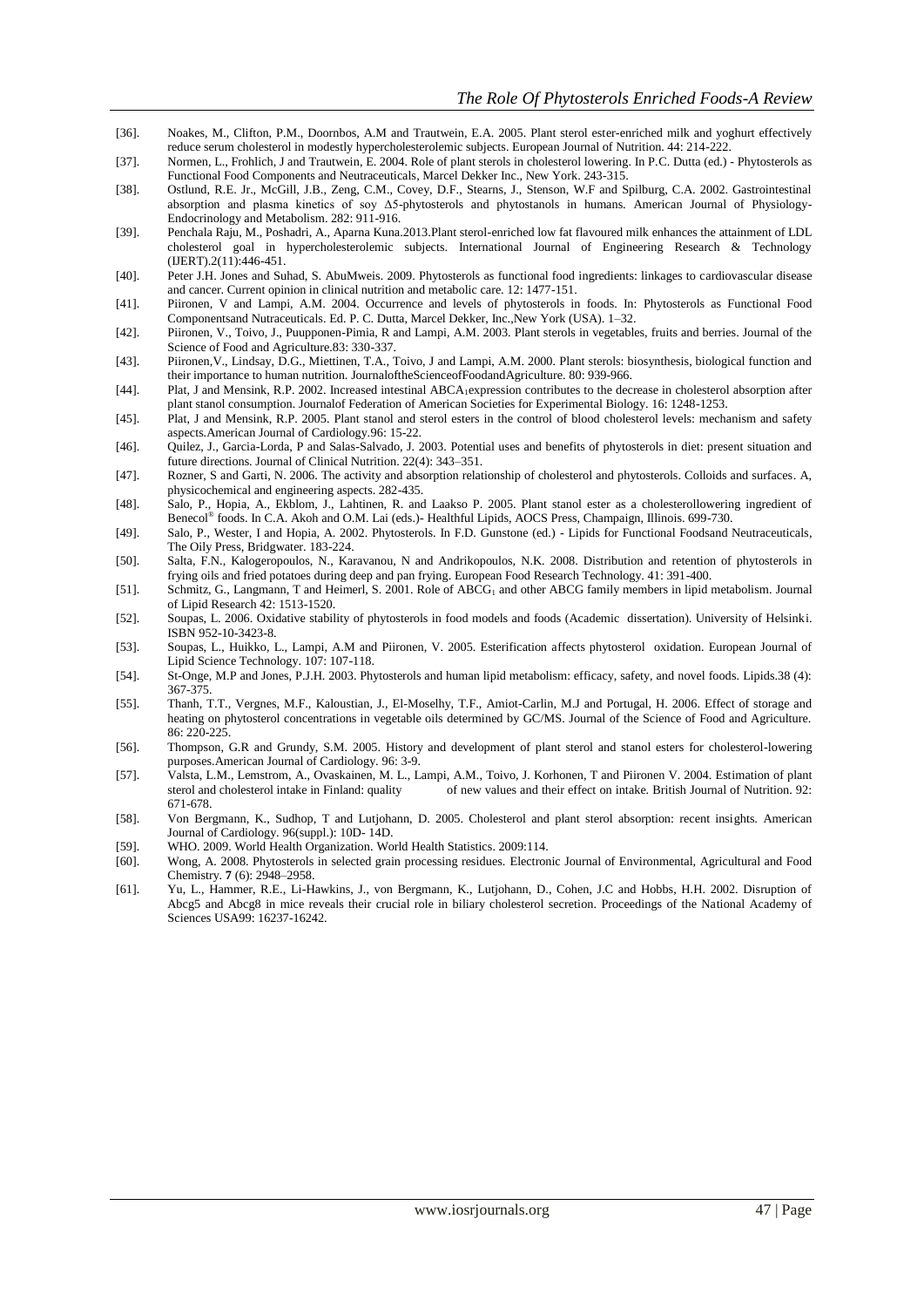[36]. Noakes, M., Clifton, P.M., Doornbos, A.M and Trautwein, E.A. 2005. Plant sterol ester-enriched milk and yoghurt effectively reduce serum cholesterol in modestly hypercholesterolemic subjects. European Journal of Nutrition. 44: 214-222.

[37]. Normen, L., Frohlich, J and Trautwein, E. 2004. Role of plant sterols in cholesterol lowering. In P.C. Dutta (ed.) - Phytosterols as Functional Food Components and Neutraceuticals, Marcel Dekker Inc., New York. 243-315.

[38]. Ostlund, R.E. Jr., McGill, J.B., Zeng, C.M., Covey, D.F., Stearns, J., Stenson, W.F and Spilburg, C.A. 2002. Gastrointestinal absorption and plasma kinetics of soy Δ5-phytosterols and phytostanols in humans. American Journal of Physiology-Endocrinology and Metabolism. 282: 911-916.

[39]. Penchala Raju, M., Poshadri, A., Aparna Kuna.2013.Plant sterol-enriched low fat flavoured milk enhances the attainment of LDL cholesterol goal in hypercholesterolemic subjects. International Journal of Engineering Research & Technology (IJERT).2(11):446-451.

[40]. Peter J.H. Jones and Suhad, S. AbuMweis. 2009. Phytosterols as functional food ingredients: linkages to cardiovascular disease and cancer. Current opinion in clinical nutrition and metabolic care. 12: 1477-151.

[41]. Piironen, V and Lampi, A.M. 2004. Occurrence and levels of phytosterols in foods. In: Phytosterols as Functional Food Componentsand Nutraceuticals. Ed. P. C. Dutta, Marcel Dekker, Inc.,New York (USA). 1–32.

[42]. Piironen, V., Toivo, J., Puupponen-Pimia, R and Lampi, A.M. 2003. Plant sterols in vegetables, fruits and berries. Journal of the Science of Food and Agriculture.83: 330-337.

[43]. Piironen,V., Lindsay, D.G., Miettinen, T.A., Toivo, J and Lampi, A.M. 2000. Plant sterols: biosynthesis, biological function and their importance to human nutrition. JournaloftheScienceofFoodandAgriculture. 80: 939-966.

[44]. Plat, J and Mensink, R.P. 2002. Increased intestinal $ABCA_1$expression contributes to the decrease in cholesterol absorption after plant stanol consumption. Journalof Federation of American Societies for Experimental Biology. 16: 1248-1253.

[45]. Plat, J and Mensink, R.P. 2005. Plant stanol and sterol esters in the control of blood cholesterol levels: mechanism and safety aspects.American Journal of Cardiology.96: 15-22.

[46]. Quilez, J., Garcia-Lorda, P and Salas-Salvado, J. 2003. Potential uses and benefits of phytosterols in diet: present situation and future directions. Journal of Clinical Nutrition. 22(4): 343–351.

[47]. Rozner, S and Garti, N. 2006. The activity and absorption relationship of cholesterol and phytosterols. Colloids and surfaces. A, physicochemical and engineering aspects. 282-435.

[48]. Salo, P., Hopia, A., Ekblom, J., Lahtinen, R. and Laakso P. 2005. Plant stanol ester as a cholesterollowering ingredient of Benecol® foods. In C.A. Akoh and O.M. Lai (eds.)- Healthful Lipids, AOCS Press, Champaign, Illinois. 699-730.

[49]. Salo, P., Wester, I and Hopia, A. 2002. Phytosterols. In F.D. Gunstone (ed.) - Lipids for Functional Foodsand Neutraceuticals, The Oily Press, Bridgwater. 183-224.

[50]. Salta, F.N., Kalogeropoulos, N., Karavanou, N and Andrikopoulos, N.K. 2008. Distribution and retention of phytosterols in frying oils and fried potatoes during deep and pan frying. European Food Research Technology. 41: 391-400.

[51]. Schmitz, G., Langmann, T and Heimerl, S. 2001. Role of $ABCG_1$ and other ABCG family members in lipid metabolism. Journal of Lipid Research 42: 1513-1520.

[52]. Soupas, L. 2006. Oxidative stability of phytosterols in food models and foods (Academic dissertation). University of Helsinki. ISBN 952-10-3423-8.

[53]. Soupas, L., Huikko, L., Lampi, A.M and Piironen, V. 2005. Esterification affects phytosterol oxidation. European Journal of Lipid Science Technology. 107: 107-118.

[54]. St-Onge, M.P and Jones, P.J.H. 2003. Phytosterols and human lipid metabolism: efficacy, safety, and novel foods. Lipids.38 (4): 367-375.

[55]. Thanh, T.T., Vergnes, M.F., Kaloustian, J., El-Moselhy, T.F., Amiot-Carlin, M.J and Portugal, H. 2006. Effect of storage and heating on phytosterol concentrations in vegetable oils determined by GC/MS. Journal of the Science of Food and Agriculture. 86: 220-225.

[56]. Thompson, G.R and Grundy, S.M. 2005. History and development of plant sterol and stanol esters for cholesterol-lowering purposes.American Journal of Cardiology. 96: 3-9.

[57]. Valsta, L.M., Lemstrom, A., Ovaskainen, M. L., Lampi, A.M., Toivo, J. Korhonen, T and Piironen V. 2004. Estimation of plant sterol and cholesterol intake in Finland: quality of new values and their effect on intake. British Journal of Nutrition. 92: 671-678.

[58]. Von Bergmann, K., Sudhop, T and Lutjohann, D. 2005. Cholesterol and plant sterol absorption: recent insights. American Journal of Cardiology. 96(suppl.): 10D- 14D.

[59]. WHO. 2009. World Health Organization. World Health Statistics. 2009:114.

[60]. Wong, A. 2008. Phytosterols in selected grain processing residues. Electronic Journal of Environmental, Agricultural and Food Chemistry. **7** (6): 2948–2958.

[61]. Yu, L., Hammer, R.E., Li-Hawkins, J., von Bergmann, K., Lutjohann, D., Cohen, J.C and Hobbs, H.H. 2002. Disruption of Abcg5 and Abcg8 in mice reveals their crucial role in biliary cholesterol secretion. Proceedings of the National Academy of Sciences USA99: 16237-16242.